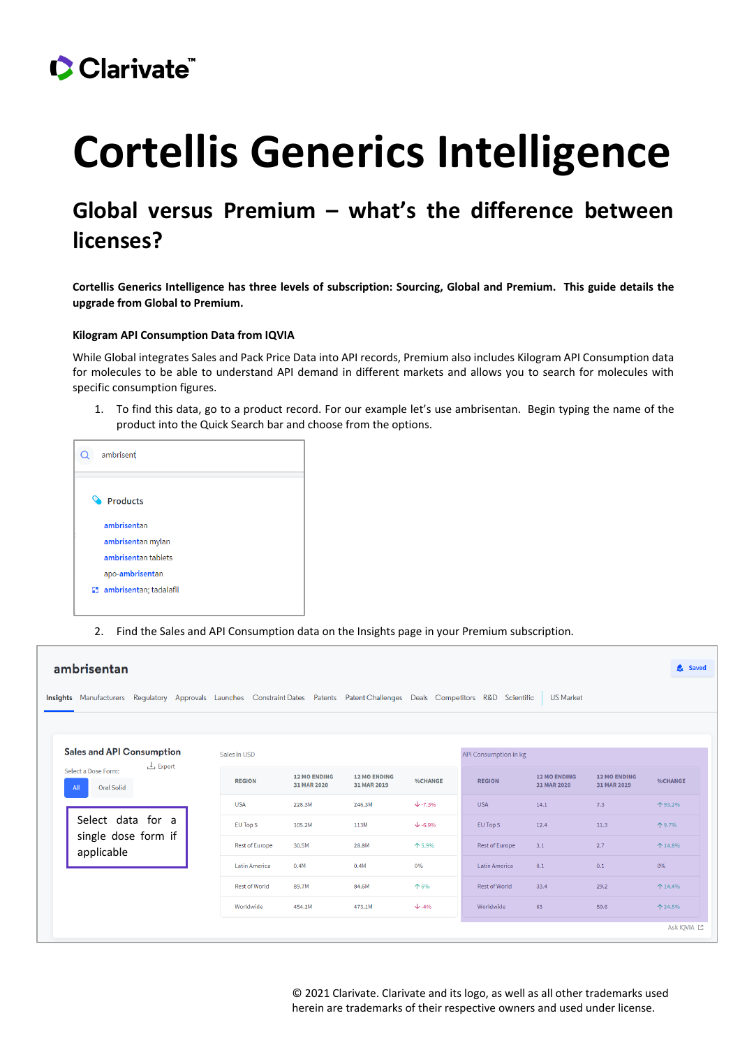Clarivate™

# Cortellis Generics Intelligence

## Global versus Premium – what's the difference between licenses?

**Cortellis Generics Intelligence has three levels of subscription: Sourcing, Global and Premium. This guide details the upgrade from Global to Premium.**

### Kilogram API Consumption Data from IQVIA

While Global integrates Sales and Pack Price Data into API records, Premium also includes Kilogram API Consumption data for molecules to be able to understand API demand in different markets and allows you to search for molecules with specific consumption figures.

1. To find this data, go to a product record. For our example let's use ambrisentan. Begin typing the name of the product into the Quick Search bar and choose from the options.

ambrisent

Products
- ambrisentan
- ambrisentan mylan
- ambrisentan tablets
- apo-ambrisentan
- ambrisentan; tadalafil

2. Find the Sales and API Consumption data on the Insights page in your Premium subscription.

**ambrisentan**

Insights | Manufacturers | Regulatory | Approvals | Launches | Constraint Dates | Patents | Patent Challenges | Deals | Competitors | R&D | Scientific | US Market

Sales and API Consumption

Select a Dose Form: All | Oral Solid

Select data for a single dose form if applicable

Sales in USD

| REGION | 12 MO ENDING 31 MAR 2020 | 12 MO ENDING 31 MAR 2019 | %CHANGE |
|---|---|---|---|
| USA | 228.3M | 246.3M | ↓ -7.3% |
| EU Top 5 | 105.2M | 113M | ↓ -6.9% |
| Rest of Europe | 30.5M | 28.8M | ↑ 5.9% |
| Latin America | 0.4M | 0.4M | 0% |
| Rest of World | 89.7M | 84.6M | ↑ 6% |
| Worldwide | 454.1M | 473.1M | ↓ -4% |

API Consumption in kg

| REGION | 12 MO ENDING 31 MAR 2020 | 12 MO ENDING 31 MAR 2019 | %CHANGE |
|---|---|---|---|
| USA | 14.1 | 7.3 | ↑ 93.2% |
| EU Top 5 | 12.4 | 11.3 | ↑ 9.7% |
| Rest of Europe | 3.1 | 2.7 | ↑ 14.8% |
| Latin America | 0.1 | 0.1 | 0% |
| Rest of World | 33.4 | 29.2 | ↑ 14.4% |
| Worldwide | 63 | 50.6 | ↑ 24.5% |

Ask IQVIA

© 2021 Clarivate. Clarivate and its logo, as well as all other trademarks used herein are trademarks of their respective owners and used under license.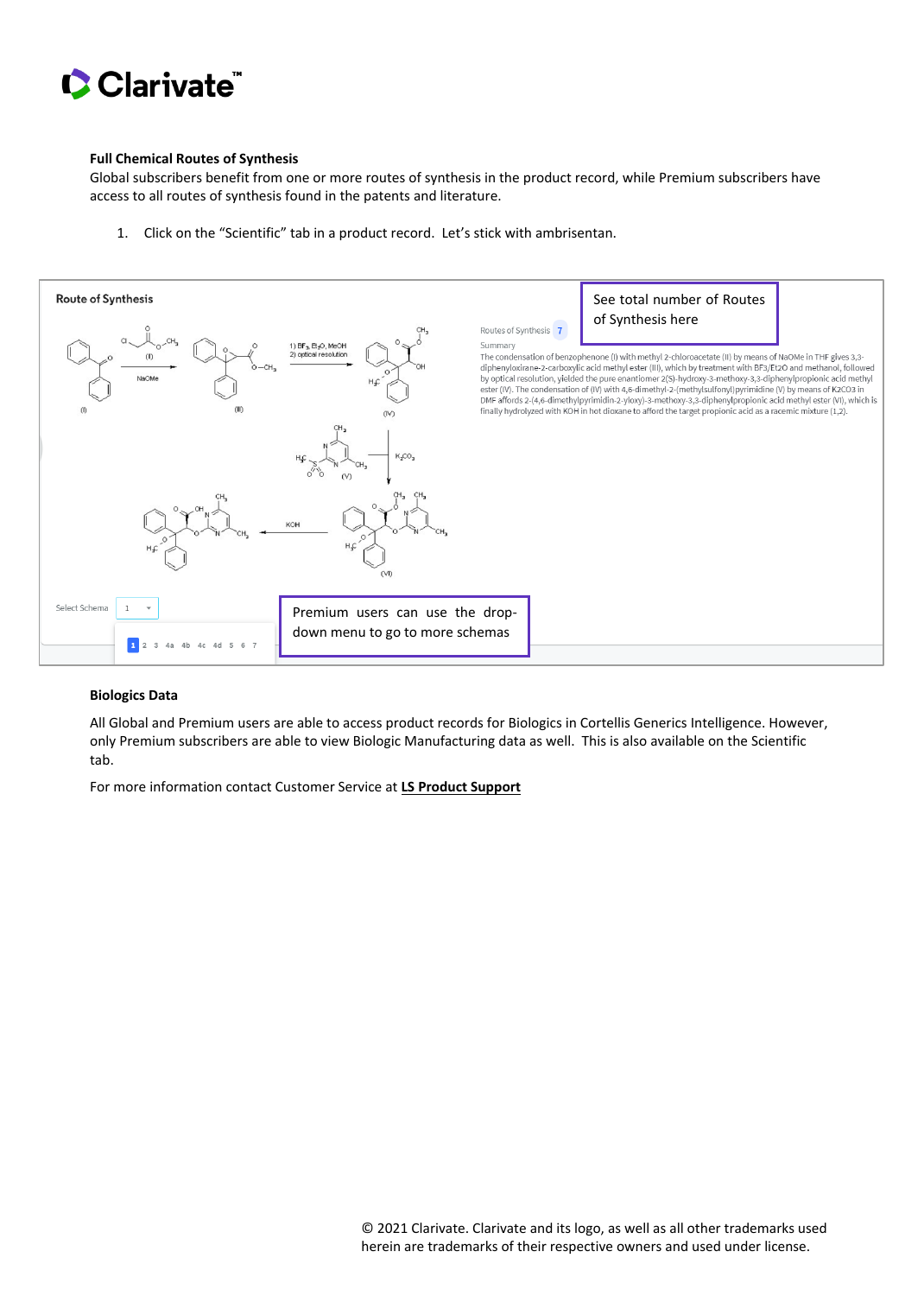**Full Chemical Routes of Synthesis**

Global subscribers benefit from one or more routes of synthesis in the product record, while Premium subscribers have access to all routes of synthesis found in the patents and literature.

1. Click on the “Scientific” tab in a product record. Let’s stick with ambrisentan.

Route of Synthesis

See total number of Routes of Synthesis here

Routes of Synthesis 7

Summary

The condensation of benzophenone (I) with methyl 2-chloroacetate (II) by means of NaOMe in THF gives 3,3-diphenyloxirane-2-carboxylic acid methyl ester (III), which by treatment with BF3/Et2O and methanol, followed by optical resolution, yielded the pure enantiomer 2(S)-hydroxy-3-methoxy-3,3-diphenylpropionic acid methyl ester (IV). The condensation of (IV) with 4,6-dimethyl-2-(methylsulfonyl)pyrimidine (V) by means of K2CO3 in DMF affords 2-(4,6-dimethylpyrimidin-2-yloxy)-3-methoxy-3,3-diphenylpropionic acid methyl ester (VI), which is finally hydrolyzed with KOH in hot dioxane to afford the target propionic acid as a racemic mixture (1,2).

Select Schema 1

1 2 3 4a 4b 4c 4d 5 6 7

Premium users can use the drop-down menu to go to more schemas

**Biologics Data**

All Global and Premium users are able to access product records for Biologics in Cortellis Generics Intelligence. However, only Premium subscribers are able to view Biologic Manufacturing data as well. This is also available on the Scientific tab.

For more information contact Customer Service at **LS Product Support**

© 2021 Clarivate. Clarivate and its logo, as well as all other trademarks used herein are trademarks of their respective owners and used under license.